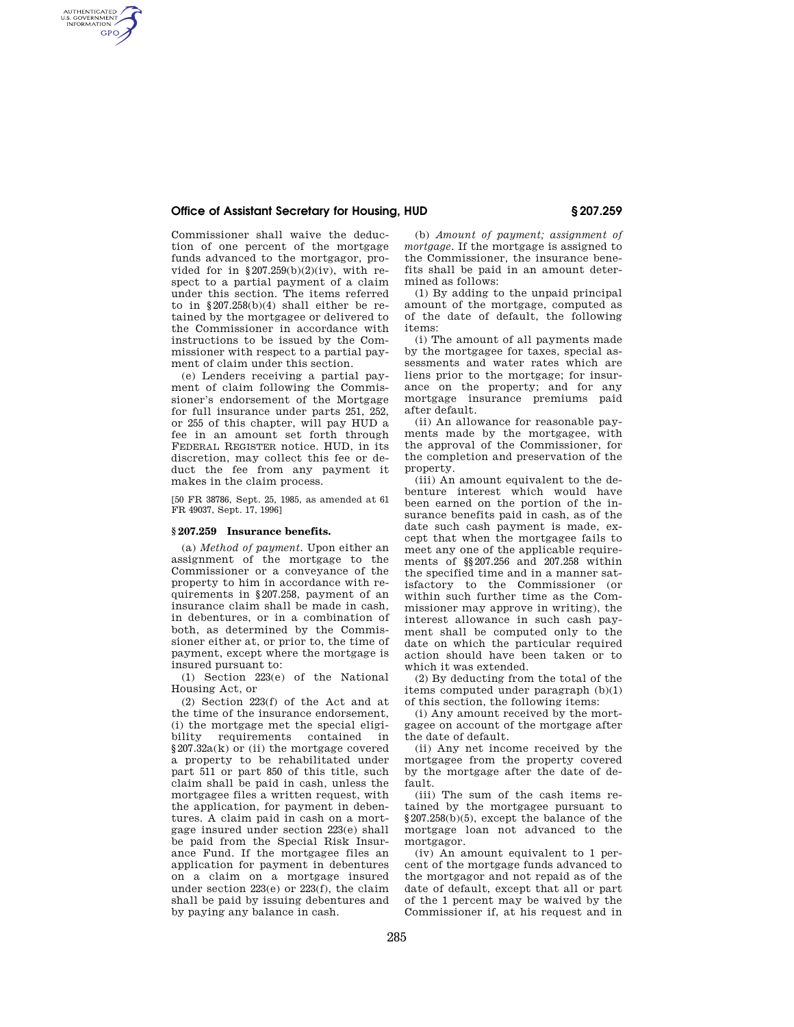Commissioner shall waive the deduction of one percent of the mortgage funds advanced to the mortgagor, provided for in §207.259(b)(2)(iv), with respect to a partial payment of a claim under this section. The items referred to in §207.258(b)(4) shall either be retained by the mortgagee or delivered to the Commissioner in accordance with instructions to be issued by the Commissioner with respect to a partial payment of claim under this section.

(e) Lenders receiving a partial payment of claim following the Commissioner's endorsement of the Mortgage for full insurance under parts 251, 252, or 255 of this chapter, will pay HUD a fee in an amount set forth through FEDERAL REGISTER notice. HUD, in its discretion, may collect this fee or deduct the fee from any payment it makes in the claim process.

[50 FR 38786, Sept. 25, 1985, as amended at 61 FR 49037, Sept. 17, 1996]

## §207.259 Insurance benefits.

(a) *Method of payment.* Upon either an assignment of the mortgage to the Commissioner or a conveyance of the property to him in accordance with requirements in §207.258, payment of an insurance claim shall be made in cash, in debentures, or in a combination of both, as determined by the Commissioner either at, or prior to, the time of payment, except where the mortgage is insured pursuant to:

(1) Section 223(e) of the National Housing Act, or

(2) Section 223(f) of the Act and at the time of the insurance endorsement, (i) the mortgage met the special eligibility requirements contained in §207.32a(k) or (ii) the mortgage covered a property to be rehabilitated under part 511 or part 850 of this title, such claim shall be paid in cash, unless the mortgagee files a written request, with the application, for payment in debentures. A claim paid in cash on a mortgage insured under section 223(e) shall be paid from the Special Risk Insurance Fund. If the mortgagee files an application for payment in debentures on a claim on a mortgage insured under section 223(e) or 223(f), the claim shall be paid by issuing debentures and by paying any balance in cash.

(b) *Amount of payment; assignment of mortgage.* If the mortgage is assigned to the Commissioner, the insurance benefits shall be paid in an amount determined as follows:

(1) By adding to the unpaid principal amount of the mortgage, computed as of the date of default, the following items:

(i) The amount of all payments made by the mortgagee for taxes, special assessments and water rates which are liens prior to the mortgage; for insurance on the property; and for any mortgage insurance premiums paid after default.

(ii) An allowance for reasonable payments made by the mortgagee, with the approval of the Commissioner, for the completion and preservation of the property.

(iii) An amount equivalent to the debenture interest which would have been earned on the portion of the insurance benefits paid in cash, as of the date such cash payment is made, except that when the mortgagee fails to meet any one of the applicable requirements of §§207.256 and 207.258 within the specified time and in a manner satisfactory to the Commissioner (or within such further time as the Commissioner may approve in writing), the interest allowance in such cash payment shall be computed only to the date on which the particular required action should have been taken or to which it was extended.

(2) By deducting from the total of the items computed under paragraph (b)(1) of this section, the following items:

(i) Any amount received by the mortgagee on account of the mortgage after the date of default.

(ii) Any net income received by the mortgagee from the property covered by the mortgage after the date of default.

(iii) The sum of the cash items retained by the mortgagee pursuant to §207.258(b)(5), except the balance of the mortgage loan not advanced to the mortgagor.

(iv) An amount equivalent to 1 percent of the mortgage funds advanced to the mortgagor and not repaid as of the date of default, except that all or part of the 1 percent may be waived by the Commissioner if, at his request and in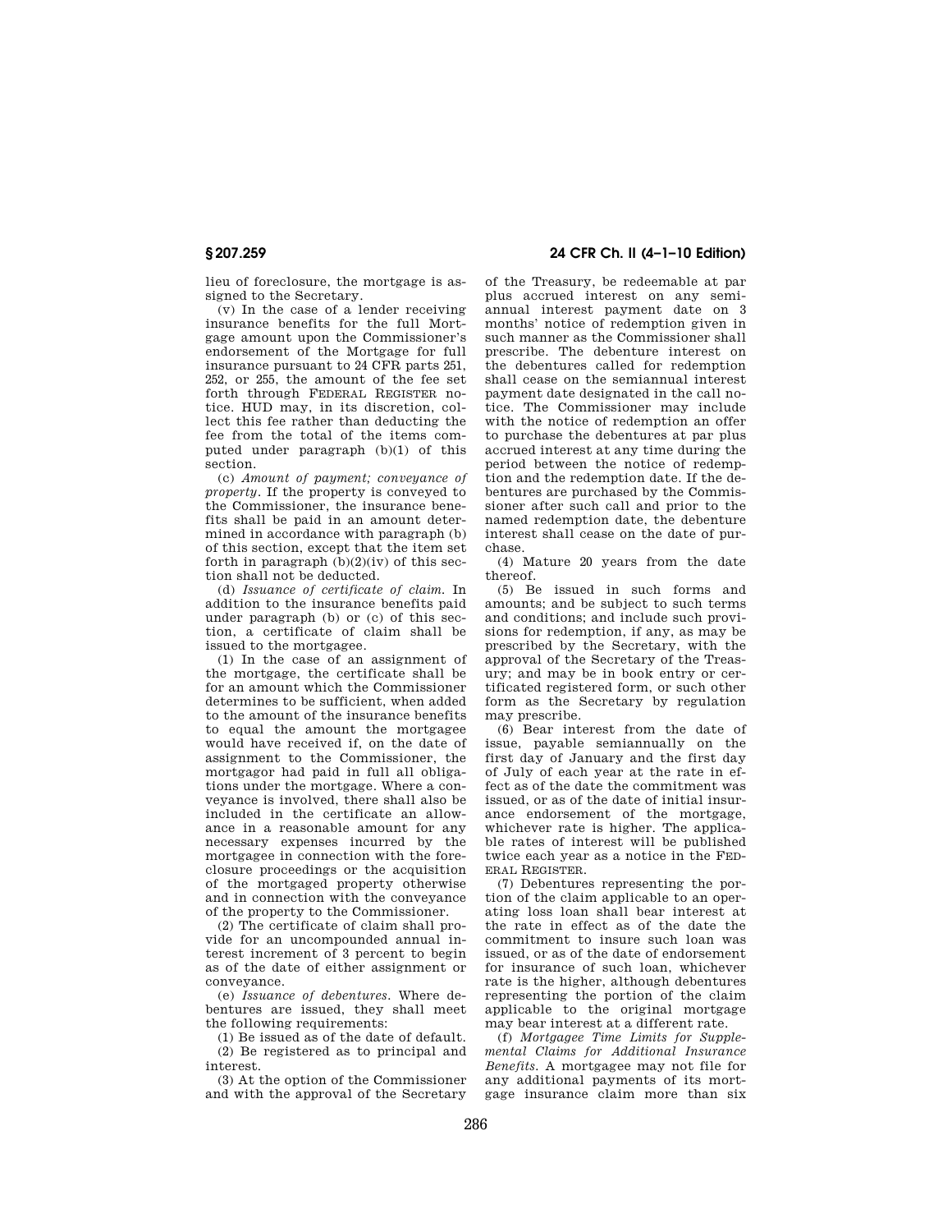lieu of foreclosure, the mortgage is assigned to the Secretary.

(v) In the case of a lender receiving insurance benefits for the full Mortgage amount upon the Commissioner's endorsement of the Mortgage for full insurance pursuant to 24 CFR parts 251, 252, or 255, the amount of the fee set forth through FEDERAL REGISTER notice. HUD may, in its discretion, collect this fee rather than deducting the fee from the total of the items computed under paragraph (b)(1) of this section.

(c) *Amount of payment; conveyance of property.* If the property is conveyed to the Commissioner, the insurance benefits shall be paid in an amount determined in accordance with paragraph (b) of this section, except that the item set forth in paragraph (b)(2)(iv) of this section shall not be deducted.

(d) *Issuance of certificate of claim.* In addition to the insurance benefits paid under paragraph (b) or (c) of this section, a certificate of claim shall be issued to the mortgagee.

(1) In the case of an assignment of the mortgage, the certificate shall be for an amount which the Commissioner determines to be sufficient, when added to the amount of the insurance benefits to equal the amount the mortgagee would have received if, on the date of assignment to the Commissioner, the mortgagor had paid in full all obligations under the mortgage. Where a conveyance is involved, there shall also be included in the certificate an allowance in a reasonable amount for any necessary expenses incurred by the mortgagee in connection with the foreclosure proceedings or the acquisition of the mortgaged property otherwise and in connection with the conveyance of the property to the Commissioner.

(2) The certificate of claim shall provide for an uncompounded annual interest increment of 3 percent to begin as of the date of either assignment or conveyance.

(e) *Issuance of debentures.* Where debentures are issued, they shall meet the following requirements:

(1) Be issued as of the date of default.

(2) Be registered as to principal and interest.

(3) At the option of the Commissioner and with the approval of the Secretary of the Treasury, be redeemable at par plus accrued interest on any semiannual interest payment date on 3 months' notice of redemption given in such manner as the Commissioner shall prescribe. The debenture interest on the debentures called for redemption shall cease on the semiannual interest payment date designated in the call notice. The Commissioner may include with the notice of redemption an offer to purchase the debentures at par plus accrued interest at any time during the period between the notice of redemption and the redemption date. If the debentures are purchased by the Commissioner after such call and prior to the named redemption date, the debenture interest shall cease on the date of purchase.

(4) Mature 20 years from the date thereof.

(5) Be issued in such forms and amounts; and be subject to such terms and conditions; and include such provisions for redemption, if any, as may be prescribed by the Secretary, with the approval of the Secretary of the Treasury; and may be in book entry or certificated registered form, or such other form as the Secretary by regulation may prescribe.

(6) Bear interest from the date of issue, payable semiannually on the first day of January and the first day of July of each year at the rate in effect as of the date the commitment was issued, or as of the date of initial insurance endorsement of the mortgage, whichever rate is higher. The applicable rates of interest will be published twice each year as a notice in the FEDERAL REGISTER.

(7) Debentures representing the portion of the claim applicable to an operating loss loan shall bear interest at the rate in effect as of the date the commitment to insure such loan was issued, or as of the date of endorsement for insurance of such loan, whichever rate is the higher, although debentures representing the portion of the claim applicable to the original mortgage may bear interest at a different rate.

(f) *Mortgagee Time Limits for Supplemental Claims for Additional Insurance Benefits.* A mortgagee may not file for any additional payments of its mortgage insurance claim more than six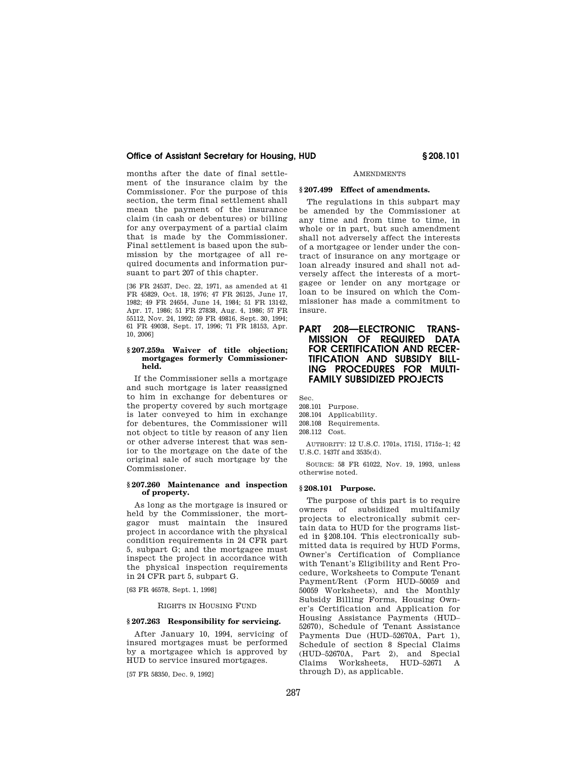months after the date of final settlement of the insurance claim by the Commissioner. For the purpose of this section, the term final settlement shall mean the payment of the insurance claim (in cash or debentures) or billing for any overpayment of a partial claim that is made by the Commissioner. Final settlement is based upon the submission by the mortgagee of all required documents and information pursuant to part 207 of this chapter.

[36 FR 24537, Dec. 22, 1971, as amended at 41 FR 45829, Oct. 18, 1976; 47 FR 26125, June 17, 1982; 49 FR 24654, June 14, 1984; 51 FR 13142, Apr. 17, 1986; 51 FR 27838, Aug. 4, 1986; 57 FR 55112, Nov. 24, 1992; 59 FR 49816, Sept. 30, 1994; 61 FR 49038, Sept. 17, 1996; 71 FR 18153, Apr. 10, 2006]

### § 207.259a Waiver of title objection; mortgages formerly Commissioner-held.

If the Commissioner sells a mortgage and such mortgage is later reassigned to him in exchange for debentures or the property covered by such mortgage is later conveyed to him in exchange for debentures, the Commissioner will not object to title by reason of any lien or other adverse interest that was senior to the mortgage on the date of the original sale of such mortgage by the Commissioner.

### § 207.260 Maintenance and inspection of property.

As long as the mortgage is insured or held by the Commissioner, the mortgagor must maintain the insured project in accordance with the physical condition requirements in 24 CFR part 5, subpart G; and the mortgagee must inspect the project in accordance with the physical inspection requirements in 24 CFR part 5, subpart G.

[63 FR 46578, Sept. 1, 1998]

RIGHTS IN HOUSING FUND

### § 207.263 Responsibility for servicing.

After January 10, 1994, servicing of insured mortgages must be performed by a mortgagee which is approved by HUD to service insured mortgages.

[57 FR 58350, Dec. 9, 1992]

AMENDMENTS

### § 207.499 Effect of amendments.

The regulations in this subpart may be amended by the Commissioner at any time and from time to time, in whole or in part, but such amendment shall not adversely affect the interests of a mortgagee or lender under the contract of insurance on any mortgage or loan already insured and shall not adversely affect the interests of a mortgagee or lender on any mortgage or loan to be insured on which the Commissioner has made a commitment to insure.

## PART 208—ELECTRONIC TRANSMISSION OF REQUIRED DATA FOR CERTIFICATION AND RECERTIFICATION AND SUBSIDY BILLING PROCEDURES FOR MULTIFAMILY SUBSIDIZED PROJECTS

Sec.
208.101 Purpose.
208.104 Applicability.
208.108 Requirements.
208.112 Cost.

AUTHORITY: 12 U.S.C. 1701s, 1715l, 1715z–1; 42 U.S.C. 1437f and 3535(d).

SOURCE: 58 FR 61022, Nov. 19, 1993, unless otherwise noted.

### § 208.101 Purpose.

The purpose of this part is to require owners of subsidized multifamily projects to electronically submit certain data to HUD for the programs listed in §208.104. This electronically submitted data is required by HUD Forms, Owner's Certification of Compliance with Tenant's Eligibility and Rent Procedure, Worksheets to Compute Tenant Payment/Rent (Form HUD–50059 and 50059 Worksheets), and the Monthly Subsidy Billing Forms, Housing Owner's Certification and Application for Housing Assistance Payments (HUD–52670), Schedule of Tenant Assistance Payments Due (HUD–52670A, Part 1), Schedule of section 8 Special Claims (HUD–52670A, Part 2), and Special Claims Worksheets, HUD–52671 A through D), as applicable.